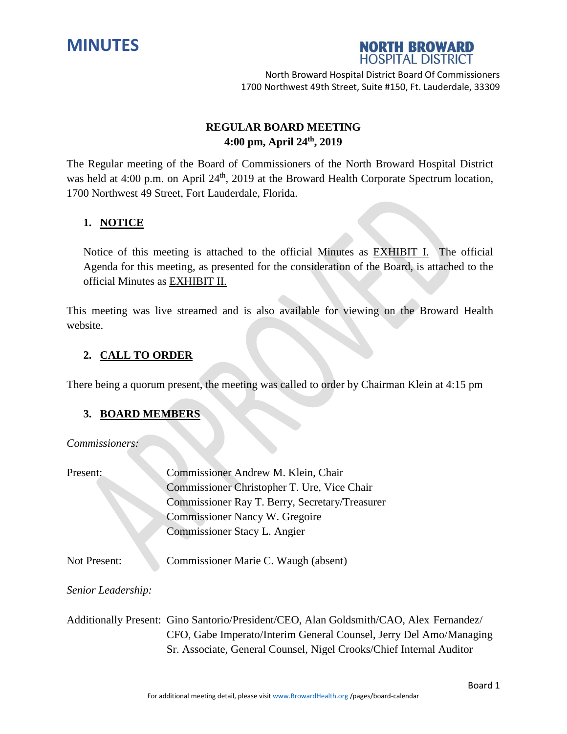# MINUTES

**NORTH BROWARD HOSPITAL DISTRICT**

North Broward Hospital District Board Of Commissioners
1700 Northwest 49th Street, Suite #150, Ft. Lauderdale, 33309

## REGULAR BOARD MEETING
### 4:00 pm, April 24th, 2019

The Regular meeting of the Board of Commissioners of the North Broward Hospital District was held at 4:00 p.m. on April 24th, 2019 at the Broward Health Corporate Spectrum location, 1700 Northwest 49 Street, Fort Lauderdale, Florida.

### 1. NOTICE

Notice of this meeting is attached to the official Minutes as EXHIBIT I. The official Agenda for this meeting, as presented for the consideration of the Board, is attached to the official Minutes as EXHIBIT II.

This meeting was live streamed and is also available for viewing on the Broward Health website.

### 2. CALL TO ORDER

There being a quorum present, the meeting was called to order by Chairman Klein at 4:15 pm

### 3. BOARD MEMBERS

*Commissioners:*

Present:
- Commissioner Andrew M. Klein, Chair
- Commissioner Christopher T. Ure, Vice Chair
- Commissioner Ray T. Berry, Secretary/Treasurer
- Commissioner Nancy W. Gregoire
- Commissioner Stacy L. Angier

Not Present: Commissioner Marie C. Waugh (absent)

*Senior Leadership:*

Additionally Present: Gino Santorio/President/CEO, Alan Goldsmith/CAO, Alex Fernandez/CFO, Gabe Imperato/Interim General Counsel, Jerry Del Amo/Managing Sr. Associate, General Counsel, Nigel Crooks/Chief Internal Auditor

For additional meeting detail, please visit www.BrowardHealth.org /pages/board-calendar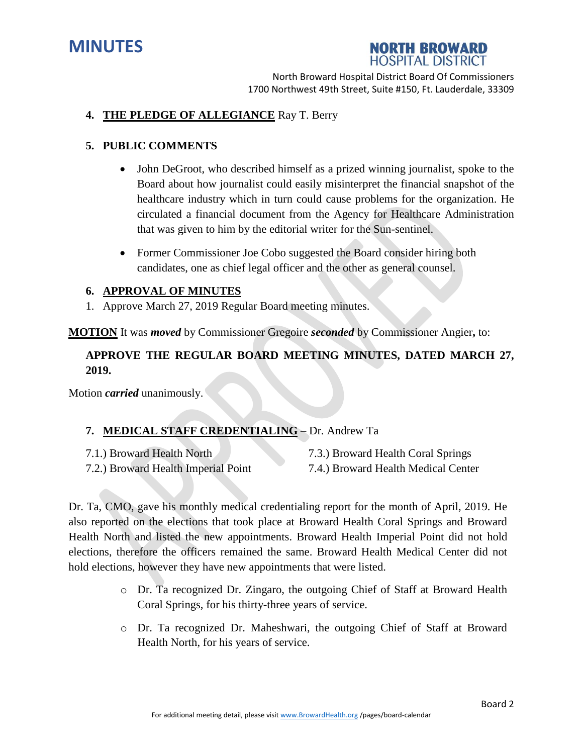4. **THE PLEDGE OF ALLEGIANCE** Ray T. Berry

5. **PUBLIC COMMENTS**

- John DeGroot, who described himself as a prized winning journalist, spoke to the Board about how journalist could easily misinterpret the financial snapshot of the healthcare industry which in turn could cause problems for the organization. He circulated a financial document from the Agency for Healthcare Administration that was given to him by the editorial writer for the Sun-sentinel.
- Former Commissioner Joe Cobo suggested the Board consider hiring both candidates, one as chief legal officer and the other as general counsel.

6. **APPROVAL OF MINUTES**

1. Approve March 27, 2019 Regular Board meeting minutes.

**MOTION** It was ***moved*** by Commissioner Gregoire ***seconded*** by Commissioner Angier**,** to:

**APPROVE THE REGULAR BOARD MEETING MINUTES, DATED MARCH 27, 2019.**

Motion ***carried*** unanimously.

7. **MEDICAL STAFF CREDENTIALING** – Dr. Andrew Ta

7.1.) Broward Health North
7.2.) Broward Health Imperial Point
7.3.) Broward Health Coral Springs
7.4.) Broward Health Medical Center

Dr. Ta, CMO, gave his monthly medical credentialing report for the month of April, 2019. He also reported on the elections that took place at Broward Health Coral Springs and Broward Health North and listed the new appointments. Broward Health Imperial Point did not hold elections, therefore the officers remained the same. Broward Health Medical Center did not hold elections, however they have new appointments that were listed.

- Dr. Ta recognized Dr. Zingaro, the outgoing Chief of Staff at Broward Health Coral Springs, for his thirty-three years of service.
- Dr. Ta recognized Dr. Maheshwari, the outgoing Chief of Staff at Broward Health North, for his years of service.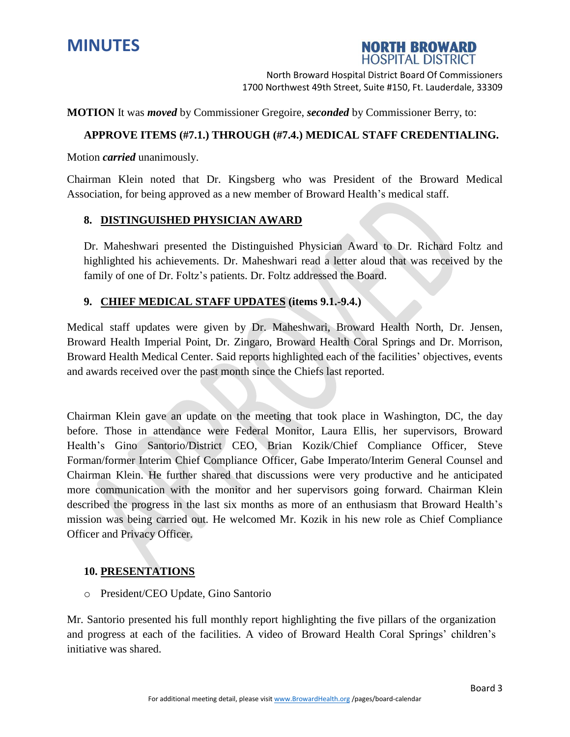**MOTION** It was ***moved*** by Commissioner Gregoire, ***seconded*** by Commissioner Berry, to:

**APPROVE ITEMS (#7.1.) THROUGH (#7.4.) MEDICAL STAFF CREDENTIALING.**

Motion ***carried*** unanimously.

Chairman Klein noted that Dr. Kingsberg who was President of the Broward Medical Association, for being approved as a new member of Broward Health's medical staff.

## 8. DISTINGUISHED PHYSICIAN AWARD

Dr. Maheshwari presented the Distinguished Physician Award to Dr. Richard Foltz and highlighted his achievements. Dr. Maheshwari read a letter aloud that was received by the family of one of Dr. Foltz's patients. Dr. Foltz addressed the Board.

## 9. CHIEF MEDICAL STAFF UPDATES (items 9.1.-9.4.)

Medical staff updates were given by Dr. Maheshwari, Broward Health North, Dr. Jensen, Broward Health Imperial Point, Dr. Zingaro, Broward Health Coral Springs and Dr. Morrison, Broward Health Medical Center. Said reports highlighted each of the facilities' objectives, events and awards received over the past month since the Chiefs last reported.

Chairman Klein gave an update on the meeting that took place in Washington, DC, the day before. Those in attendance were Federal Monitor, Laura Ellis, her supervisors, Broward Health's Gino Santorio/District CEO, Brian Kozik/Chief Compliance Officer, Steve Forman/former Interim Chief Compliance Officer, Gabe Imperato/Interim General Counsel and Chairman Klein. He further shared that discussions were very productive and he anticipated more communication with the monitor and her supervisors going forward. Chairman Klein described the progress in the last six months as more of an enthusiasm that Broward Health's mission was being carried out. He welcomed Mr. Kozik in his new role as Chief Compliance Officer and Privacy Officer.

## 10. PRESENTATIONS

- President/CEO Update, Gino Santorio

Mr. Santorio presented his full monthly report highlighting the five pillars of the organization and progress at each of the facilities. A video of Broward Health Coral Springs' children's initiative was shared.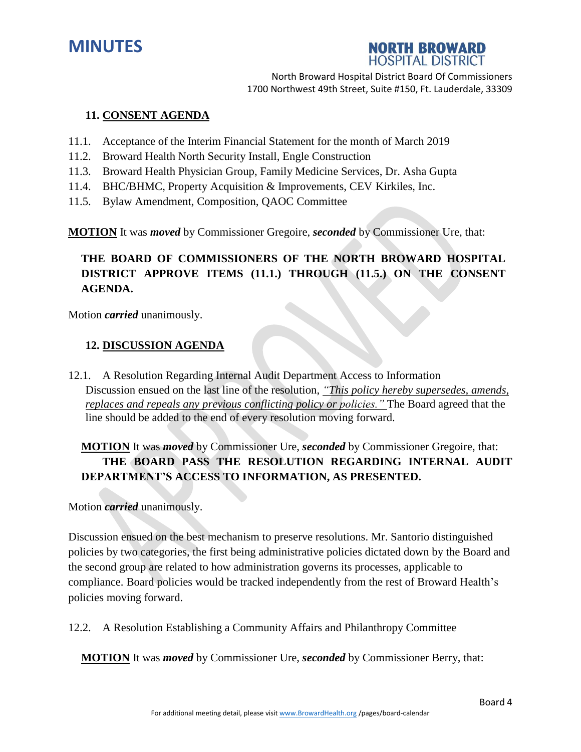## 11. CONSENT AGENDA

11.1. Acceptance of the Interim Financial Statement for the month of March 2019

11.2. Broward Health North Security Install, Engle Construction

11.3. Broward Health Physician Group, Family Medicine Services, Dr. Asha Gupta

11.4. BHC/BHMC, Property Acquisition & Improvements, CEV Kirkiles, Inc.

11.5. Bylaw Amendment, Composition, QAOC Committee

**MOTION** It was ***moved*** by Commissioner Gregoire, ***seconded*** by Commissioner Ure, that:

**THE BOARD OF COMMISSIONERS OF THE NORTH BROWARD HOSPITAL DISTRICT APPROVE ITEMS (11.1.) THROUGH (11.5.) ON THE CONSENT AGENDA.**

Motion ***carried*** unanimously.

## 12. DISCUSSION AGENDA

12.1. A Resolution Regarding Internal Audit Department Access to Information

Discussion ensued on the last line of the resolution, *"This policy hereby supersedes, amends, replaces and repeals any previous conflicting policy or policies."* The Board agreed that the line should be added to the end of every resolution moving forward.

**MOTION** It was ***moved*** by Commissioner Ure, ***seconded*** by Commissioner Gregoire, that:

**THE BOARD PASS THE RESOLUTION REGARDING INTERNAL AUDIT DEPARTMENT'S ACCESS TO INFORMATION, AS PRESENTED.**

Motion ***carried*** unanimously.

Discussion ensued on the best mechanism to preserve resolutions. Mr. Santorio distinguished policies by two categories, the first being administrative policies dictated down by the Board and the second group are related to how administration governs its processes, applicable to compliance. Board policies would be tracked independently from the rest of Broward Health's policies moving forward.

12.2. A Resolution Establishing a Community Affairs and Philanthropy Committee

**MOTION** It was ***moved*** by Commissioner Ure, ***seconded*** by Commissioner Berry, that: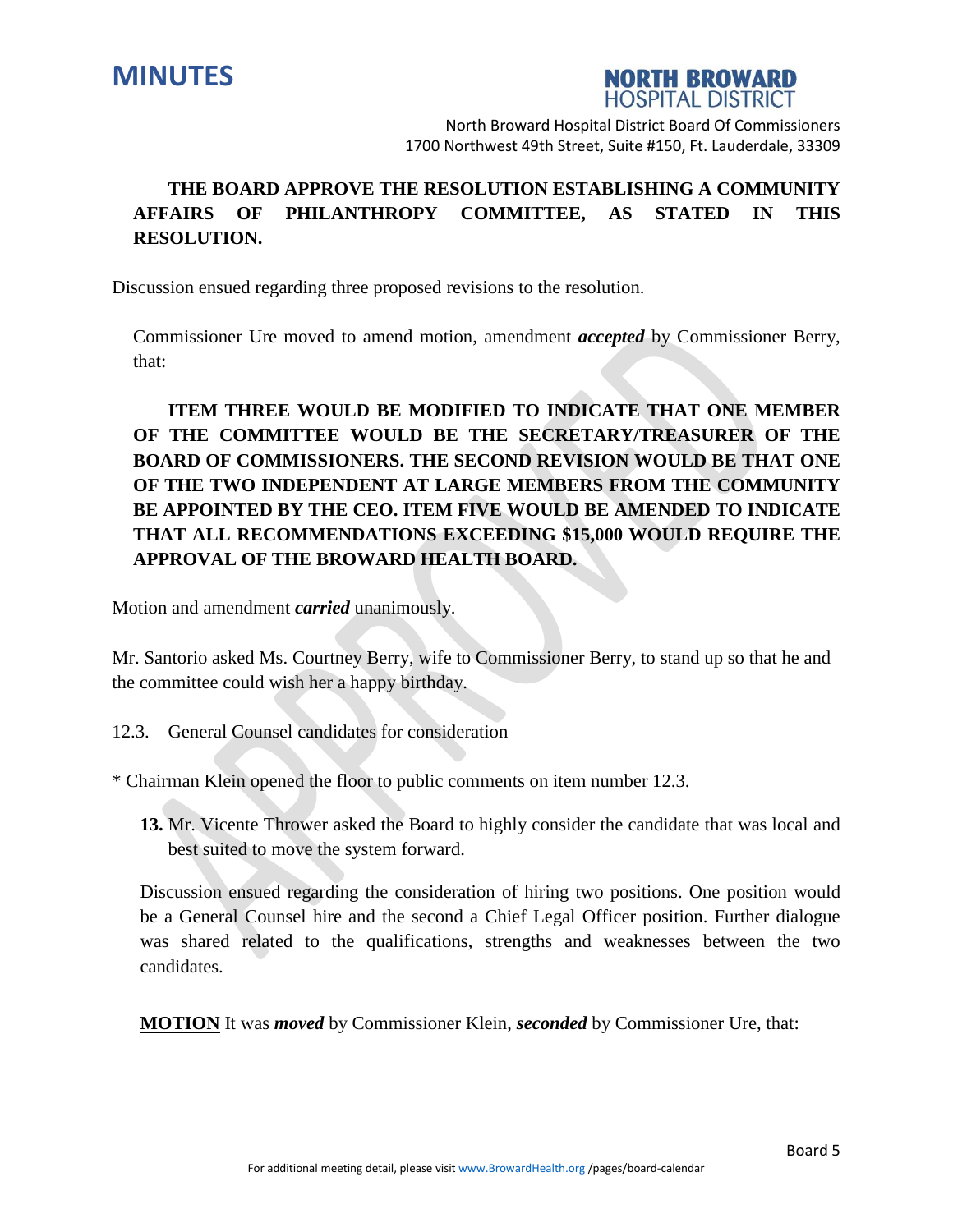**THE BOARD APPROVE THE RESOLUTION ESTABLISHING A COMMUNITY AFFAIRS OF PHILANTHROPY COMMITTEE, AS STATED IN THIS RESOLUTION.**

Discussion ensued regarding three proposed revisions to the resolution.

Commissioner Ure moved to amend motion, amendment ***accepted*** by Commissioner Berry, that:

**ITEM THREE WOULD BE MODIFIED TO INDICATE THAT ONE MEMBER OF THE COMMITTEE WOULD BE THE SECRETARY/TREASURER OF THE BOARD OF COMMISSIONERS. THE SECOND REVISION WOULD BE THAT ONE OF THE TWO INDEPENDENT AT LARGE MEMBERS FROM THE COMMUNITY BE APPOINTED BY THE CEO. ITEM FIVE WOULD BE AMENDED TO INDICATE THAT ALL RECOMMENDATIONS EXCEEDING $15,000 WOULD REQUIRE THE APPROVAL OF THE BROWARD HEALTH BOARD.**

Motion and amendment ***carried*** unanimously.

Mr. Santorio asked Ms. Courtney Berry, wife to Commissioner Berry, to stand up so that he and the committee could wish her a happy birthday.

12.3. General Counsel candidates for consideration

* Chairman Klein opened the floor to public comments on item number 12.3.

**13.** Mr. Vicente Thrower asked the Board to highly consider the candidate that was local and best suited to move the system forward.

Discussion ensued regarding the consideration of hiring two positions. One position would be a General Counsel hire and the second a Chief Legal Officer position. Further dialogue was shared related to the qualifications, strengths and weaknesses between the two candidates.

**MOTION** It was ***moved*** by Commissioner Klein, ***seconded*** by Commissioner Ure, that: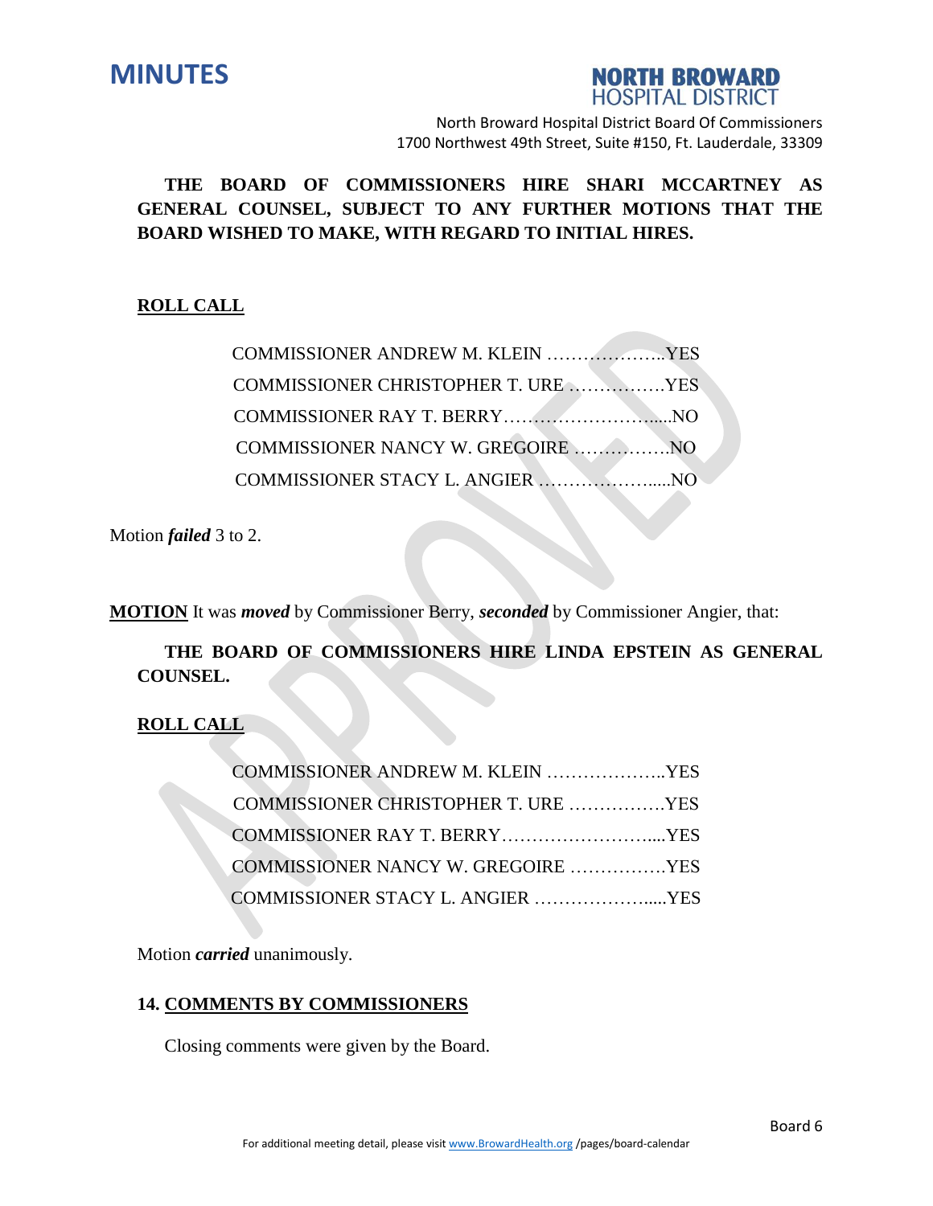**THE BOARD OF COMMISSIONERS HIRE SHARI MCCARTNEY AS GENERAL COUNSEL, SUBJECT TO ANY FURTHER MOTIONS THAT THE BOARD WISHED TO MAKE, WITH REGARD TO INITIAL HIRES.**

**ROLL CALL**

COMMISSIONER ANDREW M. KLEIN ………………..YES
COMMISSIONER CHRISTOPHER T. URE …………….YES
COMMISSIONER RAY T. BERRY…………………….....NO
COMMISSIONER NANCY W. GREGOIRE …………….NO
COMMISSIONER STACY L. ANGIER ……………….....NO

Motion ***failed*** 3 to 2.

**MOTION** It was ***moved*** by Commissioner Berry, ***seconded*** by Commissioner Angier, that:

**THE BOARD OF COMMISSIONERS HIRE LINDA EPSTEIN AS GENERAL COUNSEL.**

**ROLL CALL**

COMMISSIONER ANDREW M. KLEIN ………………..YES
COMMISSIONER CHRISTOPHER T. URE …………….YES
COMMISSIONER RAY T. BERRY…………………….....YES
COMMISSIONER NANCY W. GREGOIRE …………….YES
COMMISSIONER STACY L. ANGIER ……………….....YES

Motion ***carried*** unanimously.

## 14. COMMENTS BY COMMISSIONERS

Closing comments were given by the Board.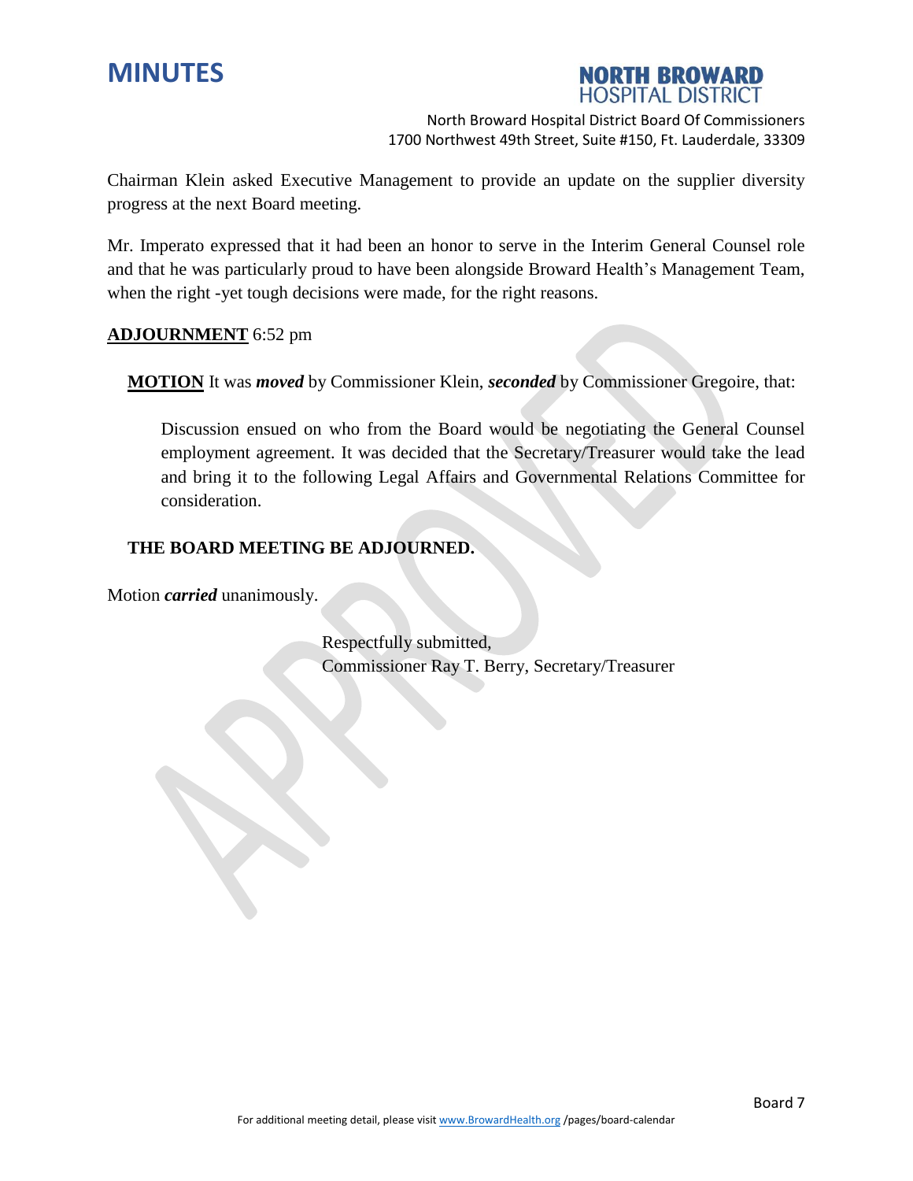Chairman Klein asked Executive Management to provide an update on the supplier diversity progress at the next Board meeting.

Mr. Imperato expressed that it had been an honor to serve in the Interim General Counsel role and that he was particularly proud to have been alongside Broward Health's Management Team, when the right -yet tough decisions were made, for the right reasons.

**ADJOURNMENT** 6:52 pm

**MOTION** It was ***moved*** by Commissioner Klein, ***seconded*** by Commissioner Gregoire, that:

Discussion ensued on who from the Board would be negotiating the General Counsel employment agreement. It was decided that the Secretary/Treasurer would take the lead and bring it to the following Legal Affairs and Governmental Relations Committee for consideration.

**THE BOARD MEETING BE ADJOURNED.**

Motion ***carried*** unanimously.

Respectfully submitted,
Commissioner Ray T. Berry, Secretary/Treasurer